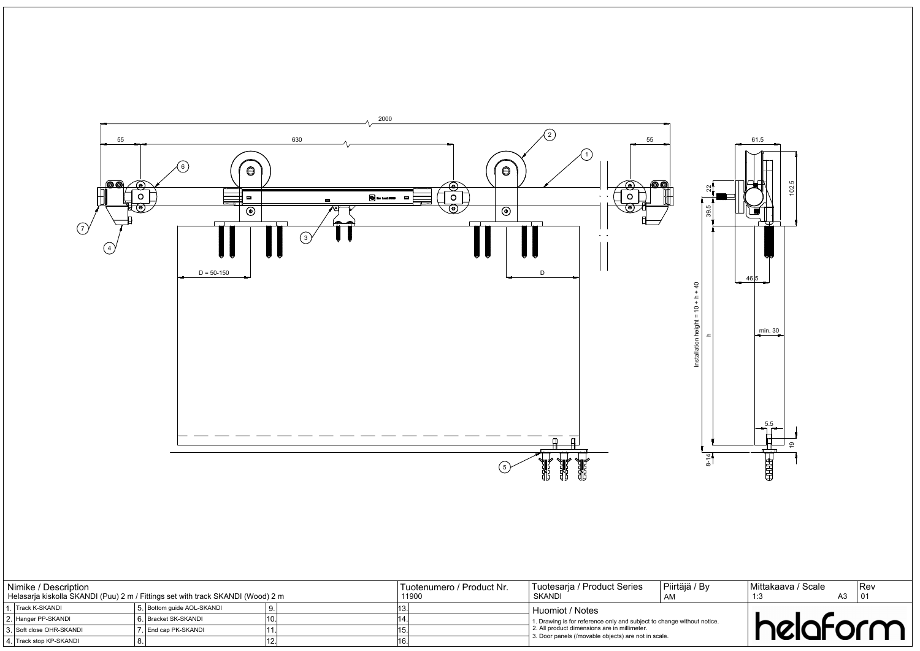2000

55

630

55

D = 50-150

D

61.5

102.5

22

39.5

46.5

Installation height = 10 + h + 40

h

min. 30

5.5

19

8-14

| Nimike / Description | | | | Tuotenumero / Product Nr. | Tuotesarja / Product Series | Piirtäjä / By | Mittakaava / Scale | Rev |
|---|---|---|---|---|---|---|---|---|
| Helasarja kiskolla SKANDI (Puu) 2 m / Fittings set with track SKANDI (Wood) 2 m | | | | 11900 | SKANDI | AM | 1:3 A3 | 01 |

| | | | |
|---|---|---|---|
| 1. Track K-SKANDI | 5. Bottom guide AOL-SKANDI | 9. | 13. |
| 2. Hanger PP-SKANDI | 6. Bracket SK-SKANDI | 10. | 14. |
| 3. Soft close OHR-SKANDI | 7. End cap PK-SKANDI | 11. | 15. |
| 4. Track stop KP-SKANDI | 8. | 12. | 16. |

Huomiot / Notes

1. Drawing is for reference only and subject to change without notice.
2. All product dimensions are in millimeter.
3. Door panels (/movable objects) are not in scale.

helaform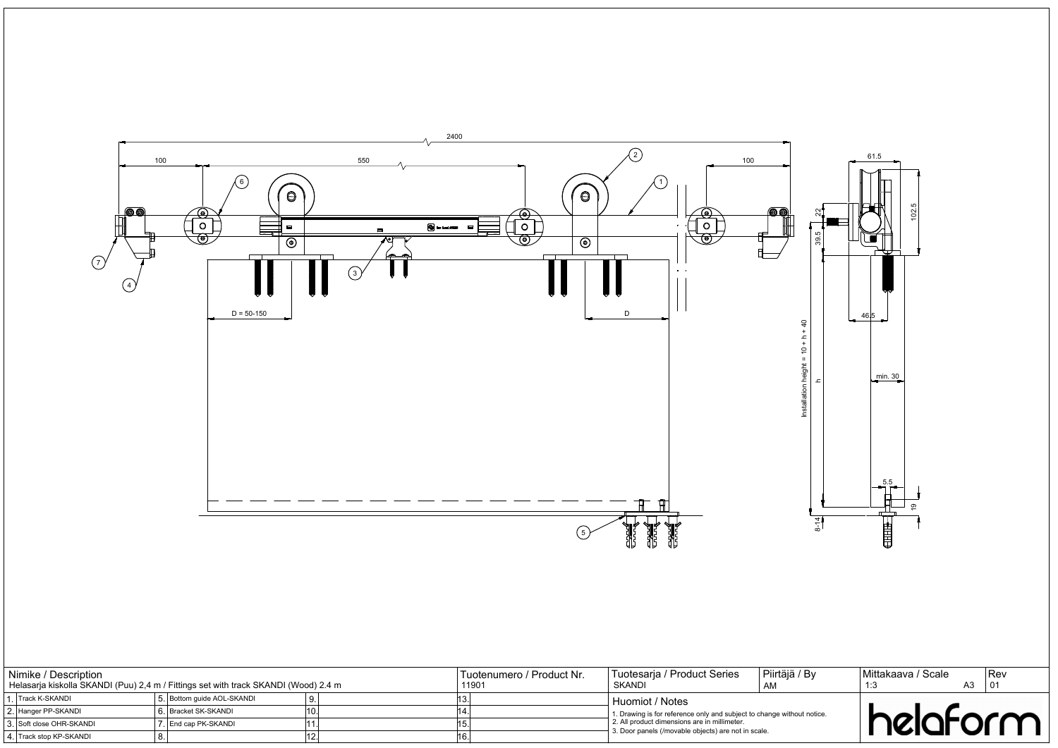2400

100

550

100

D = 50-150

D

61.5

102.5

22

39.5

46.5

Installation height = 10 + h + 40

h

min. 30

5.5

19

8-14

| Nimike / Description | | | | Tuotenumero / Product Nr. | Tuotesarja / Product Series | Piirtäjä / By | Mittakaava / Scale | Rev |
|---|---|---|---|---|---|---|---|---|
| Helasarja kiskolla SKANDI (Puu) 2,4 m / Fittings set with track SKANDI (Wood) 2.4 m | | | | 11901 | SKANDI | AM | 1:3 A3 | 01 |

| | | | |
|---|---|---|---|
| 1. Track K-SKANDI | 5. Bottom guide AOL-SKANDI | 9. | 13. |
| 2. Hanger PP-SKANDI | 6. Bracket SK-SKANDI | 10. | 14. |
| 3. Soft close OHR-SKANDI | 7. End cap PK-SKANDI | 11. | 15. |
| 4. Track stop KP-SKANDI | 8. | 12. | 16. |

Huomiot / Notes

1. Drawing is for reference only and subject to change without notice.
2. All product dimensions are in millimeter.
3. Door panels (/movable objects) are not in scale.

helaform